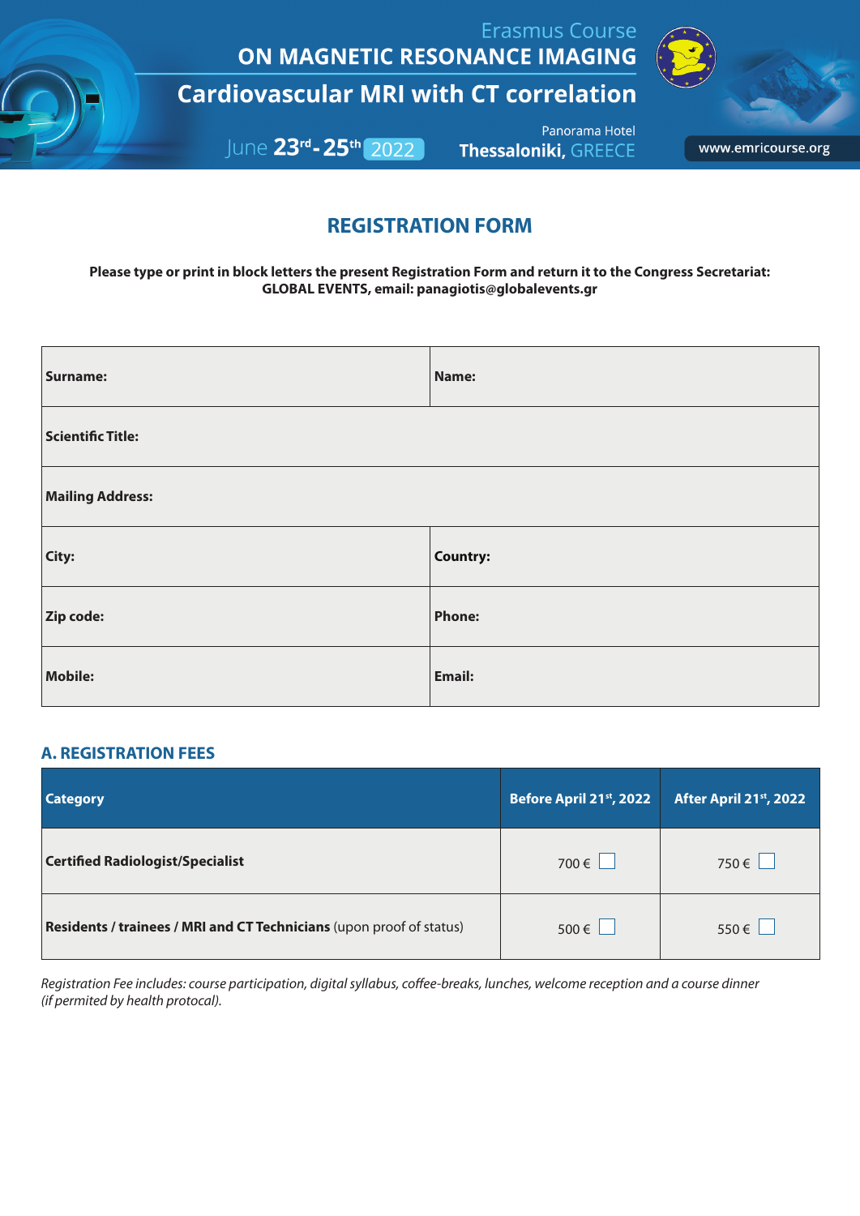Erasmus Course

# ON MAGNETIC RESONANCE IMAGING

## Cardiovascular MRI with CT correlation

June 23rd - 25th 2022

Panorama Hotel
Thessaloniki, GREECE

www.emricourse.org

## REGISTRATION FORM

**Please type or print in block letters the present Registration Form and return it to the Congress Secretariat: GLOBAL EVENTS, email: panagiotis@globalevents.gr**

| **Surname:** | **Name:** |
|---|---|
| **Scientific Title:** | |
| **Mailing Address:** | |
| **City:** | **Country:** |
| **Zip code:** | **Phone:** |
| **Mobile:** | **Email:** |

### A. REGISTRATION FEES

| Category | Before April 21st, 2022 | After April 21st, 2022 |
|---|---|---|
| **Certified Radiologist/Specialist** | 700 € ☐ | 750 € ☐ |
| **Residents / trainees / MRI and CT Technicians** (upon proof of status) | 500 € ☐ | 550 € ☐ |

*Registration Fee includes: course participation, digital syllabus, coffee-breaks, lunches, welcome reception and a course dinner (if permited by health protocol).*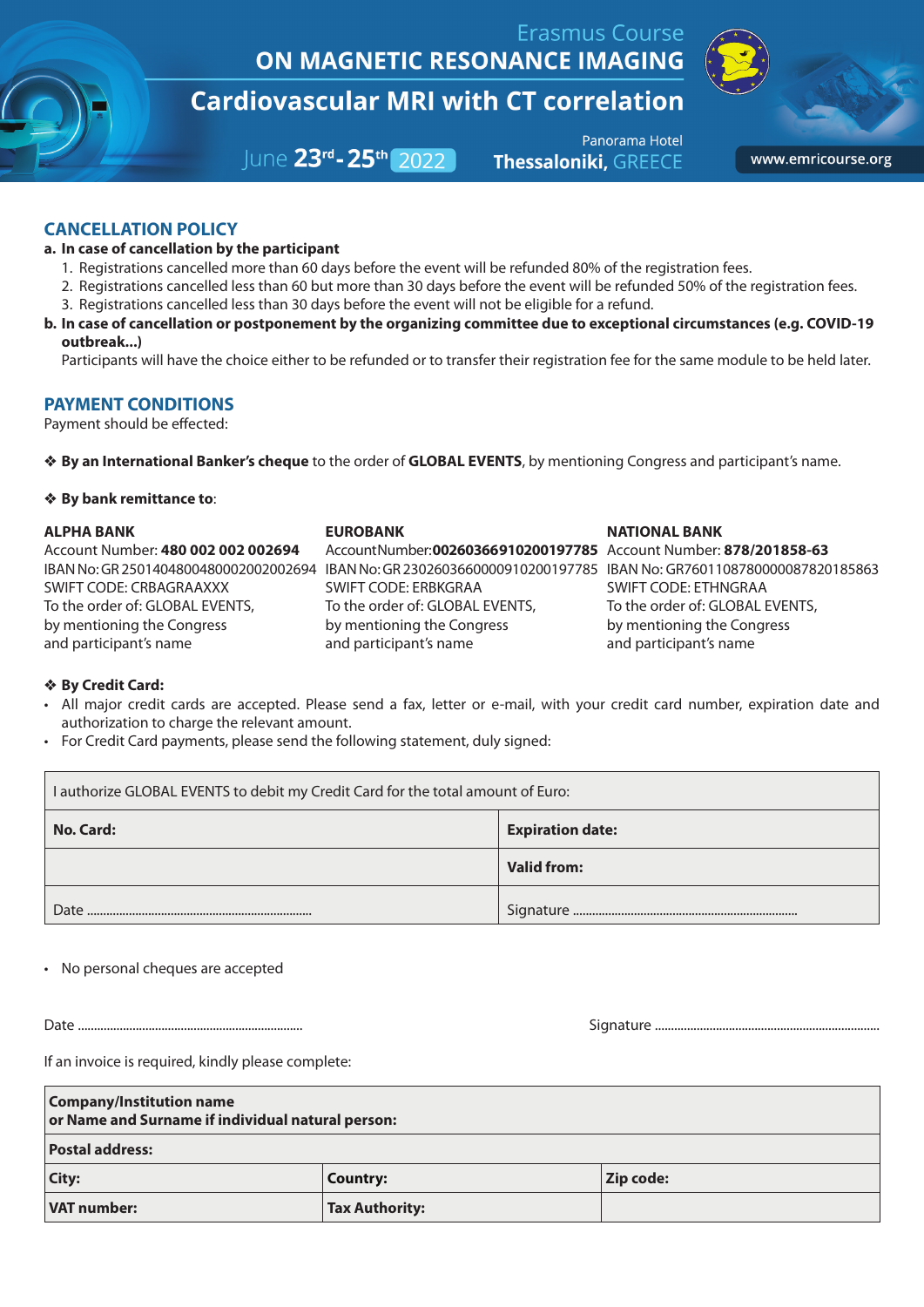Erasmus Course
ON MAGNETIC RESONANCE IMAGING
# Cardiovascular MRI with CT correlation

June 23rd - 25th 2022 Panorama Hotel **Thessaloniki,** GREECE www.emricourse.org

## CANCELLATION POLICY

**a. In case of cancellation by the participant**

1. Registrations cancelled more than 60 days before the event will be refunded 80% of the registration fees.
2. Registrations cancelled less than 60 but more than 30 days before the event will be refunded 50% of the registration fees.
3. Registrations cancelled less than 30 days before the event will not be eligible for a refund.

**b. In case of cancellation or postponement by the organizing committee due to exceptional circumstances (e.g. COVID-19 outbreak...)**

Participants will have the choice either to be refunded or to transfer their registration fee for the same module to be held later.

## PAYMENT CONDITIONS

Payment should be effected:

❖ **By an International Banker's cheque** to the order of **GLOBAL EVENTS**, by mentioning Congress and participant's name.

❖ **By bank remittance to**:

**ALPHA BANK**
Account Number: **480 002 002 002694**
IBAN No: GR 2501404800480002002002694
SWIFT CODE: CRBAGRAAXXX
To the order of: GLOBAL EVENTS,
by mentioning the Congress
and participant's name

**EUROBANK**
AccountNumber:**0026036691020019778​5**
IBAN No: GR 2302603660000910200197785
SWIFT CODE: ERBKGRAA
To the order of: GLOBAL EVENTS,
by mentioning the Congress
and participant's name

**NATIONAL BANK**
Account Number: **878/201858-63**
IBAN No: GR7601108780000087820185863
SWIFT CODE: ETHNGRAA
To the order of: GLOBAL EVENTS,
by mentioning the Congress
and participant's name

❖ **By Credit Card:**

- All major credit cards are accepted. Please send a fax, letter or e-mail, with your credit card number, expiration date and authorization to charge the relevant amount.
- For Credit Card payments, please send the following statement, duly signed:

| I authorize GLOBAL EVENTS to debit my Credit Card for the total amount of Euro: | |
|---|---|
| **No. Card:** | **Expiration date:** |
| | **Valid from:** |
| Date ..................................................................... | Signature ..................................................................... |

- No personal cheques are accepted

Date .....................................................................                Signature .....................................................................

If an invoice is required, kindly please complete:

| **Company/Institution name or Name and Surname if individual natural person:** | | |
|---|---|---|
| **Postal address:** | | |
| **City:** | **Country:** | **Zip code:** |
| **VAT number:** | **Tax Authority:** | |